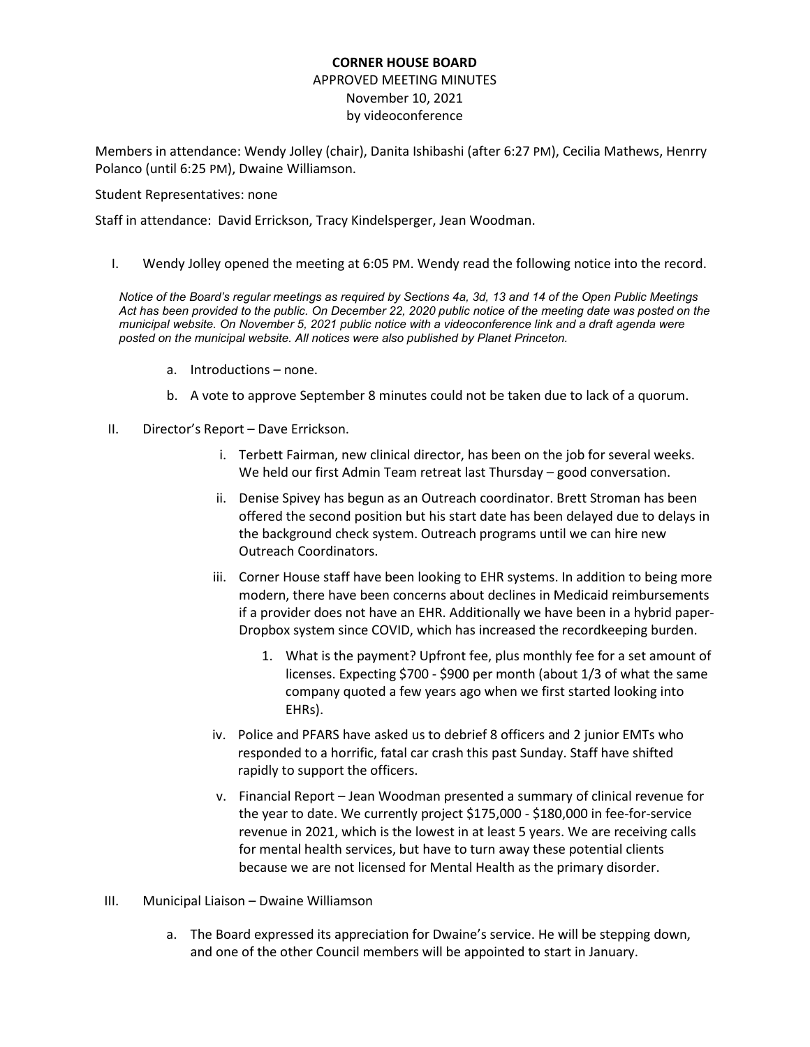# CORNER HOUSE BOARD

APPROVED MEETING MINUTES
November 10, 2021
by videoconference

Members in attendance: Wendy Jolley (chair), Danita Ishibashi (after 6:27 PM), Cecilia Mathews, Henrry Polanco (until 6:25 PM), Dwaine Williamson.

Student Representatives: none

Staff in attendance: David Errickson, Tracy Kindelsperger, Jean Woodman.

I. Wendy Jolley opened the meeting at 6:05 PM. Wendy read the following notice into the record.

*Notice of the Board's regular meetings as required by Sections 4a, 3d, 13 and 14 of the Open Public Meetings Act has been provided to the public. On December 22, 2020 public notice of the meeting date was posted on the municipal website. On November 5, 2021 public notice with a videoconference link and a draft agenda were posted on the municipal website. All notices were also published by Planet Princeton.*

   a. Introductions – none.
   b. A vote to approve September 8 minutes could not be taken due to lack of a quorum.

II. Director's Report – Dave Errickson.

   i. Terbett Fairman, new clinical director, has been on the job for several weeks. We held our first Admin Team retreat last Thursday – good conversation.
   ii. Denise Spivey has begun as an Outreach coordinator. Brett Stroman has been offered the second position but his start date has been delayed due to delays in the background check system. Outreach programs until we can hire new Outreach Coordinators.
   iii. Corner House staff have been looking to EHR systems. In addition to being more modern, there have been concerns about declines in Medicaid reimbursements if a provider does not have an EHR. Additionally we have been in a hybrid paper-Dropbox system since COVID, which has increased the recordkeeping burden.
      1. What is the payment? Upfront fee, plus monthly fee for a set amount of licenses. Expecting $700 - $900 per month (about 1/3 of what the same company quoted a few years ago when we first started looking into EHRs).
   iv. Police and PFARS have asked us to debrief 8 officers and 2 junior EMTs who responded to a horrific, fatal car crash this past Sunday. Staff have shifted rapidly to support the officers.
   v. Financial Report – Jean Woodman presented a summary of clinical revenue for the year to date. We currently project $175,000 - $180,000 in fee-for-service revenue in 2021, which is the lowest in at least 5 years. We are receiving calls for mental health services, but have to turn away these potential clients because we are not licensed for Mental Health as the primary disorder.

III. Municipal Liaison – Dwaine Williamson

   a. The Board expressed its appreciation for Dwaine's service. He will be stepping down, and one of the other Council members will be appointed to start in January.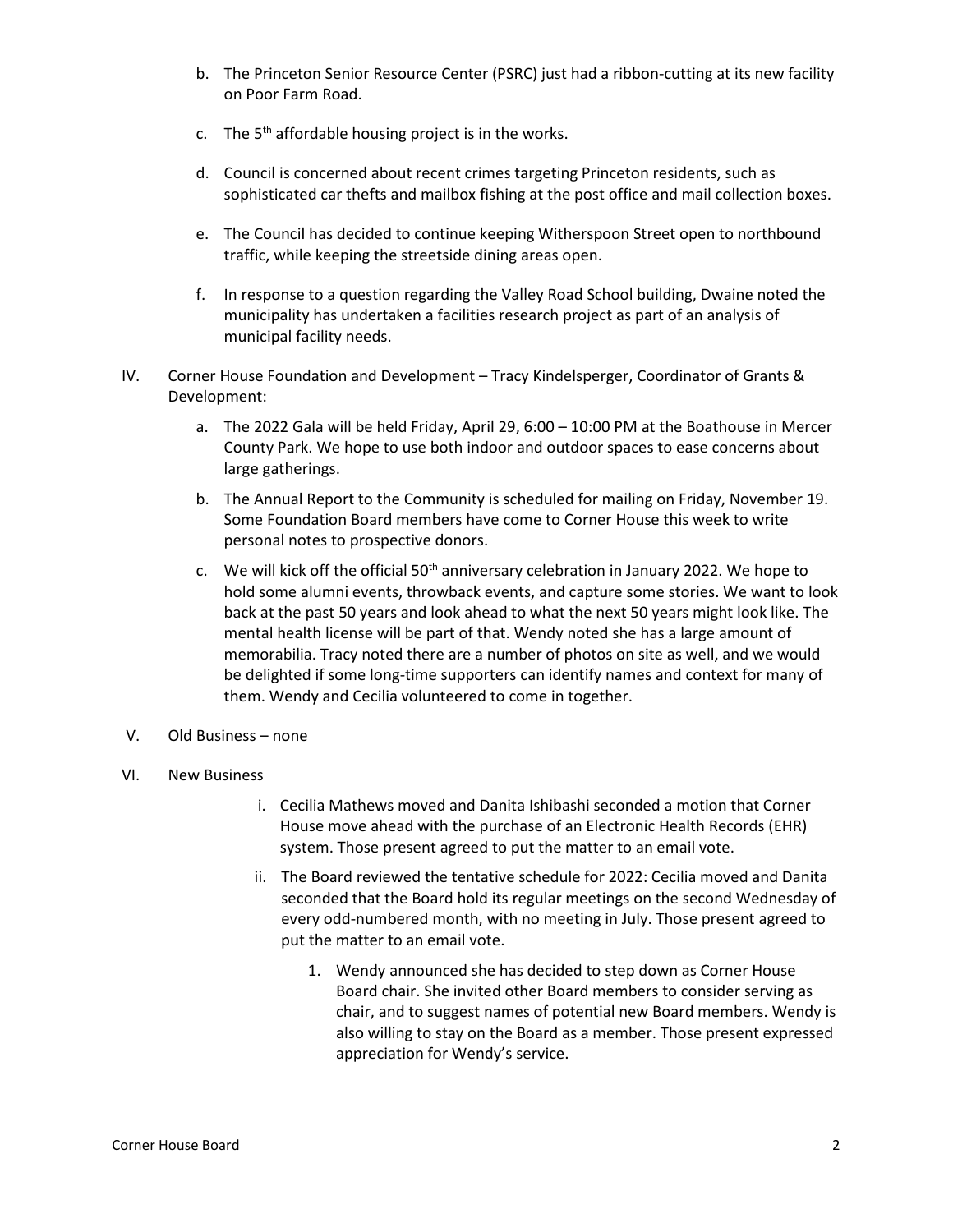b. The Princeton Senior Resource Center (PSRC) just had a ribbon-cutting at its new facility on Poor Farm Road.

c. The 5th affordable housing project is in the works.

d. Council is concerned about recent crimes targeting Princeton residents, such as sophisticated car thefts and mailbox fishing at the post office and mail collection boxes.

e. The Council has decided to continue keeping Witherspoon Street open to northbound traffic, while keeping the streetside dining areas open.

f. In response to a question regarding the Valley Road School building, Dwaine noted the municipality has undertaken a facilities research project as part of an analysis of municipal facility needs.

IV. Corner House Foundation and Development – Tracy Kindelsperger, Coordinator of Grants & Development:

a. The 2022 Gala will be held Friday, April 29, 6:00 – 10:00 PM at the Boathouse in Mercer County Park. We hope to use both indoor and outdoor spaces to ease concerns about large gatherings.

b. The Annual Report to the Community is scheduled for mailing on Friday, November 19. Some Foundation Board members have come to Corner House this week to write personal notes to prospective donors.

c. We will kick off the official 50th anniversary celebration in January 2022. We hope to hold some alumni events, throwback events, and capture some stories. We want to look back at the past 50 years and look ahead to what the next 50 years might look like. The mental health license will be part of that. Wendy noted she has a large amount of memorabilia. Tracy noted there are a number of photos on site as well, and we would be delighted if some long-time supporters can identify names and context for many of them. Wendy and Cecilia volunteered to come in together.

V. Old Business – none

VI. New Business

i. Cecilia Mathews moved and Danita Ishibashi seconded a motion that Corner House move ahead with the purchase of an Electronic Health Records (EHR) system. Those present agreed to put the matter to an email vote.

ii. The Board reviewed the tentative schedule for 2022: Cecilia moved and Danita seconded that the Board hold its regular meetings on the second Wednesday of every odd-numbered month, with no meeting in July. Those present agreed to put the matter to an email vote.

1. Wendy announced she has decided to step down as Corner House Board chair. She invited other Board members to consider serving as chair, and to suggest names of potential new Board members. Wendy is also willing to stay on the Board as a member. Those present expressed appreciation for Wendy's service.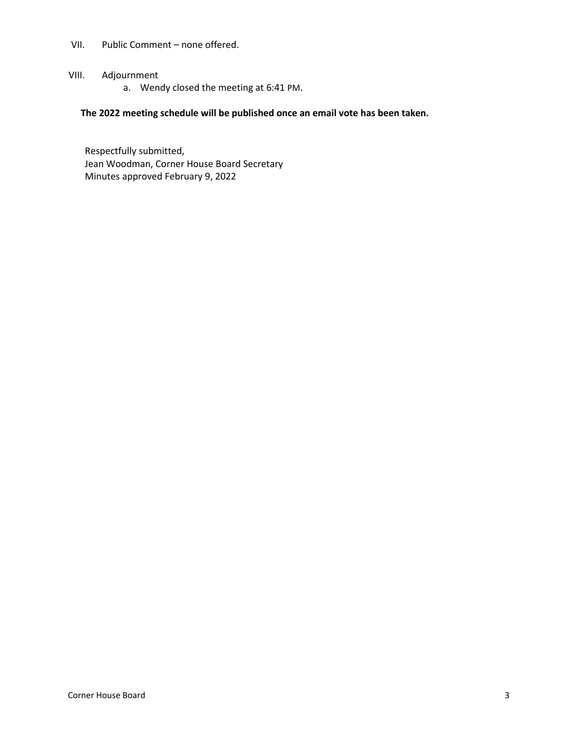VII. Public Comment – none offered.

VIII. Adjournment
   a. Wendy closed the meeting at 6:41 PM.

**The 2022 meeting schedule will be published once an email vote has been taken.**

Respectfully submitted,
Jean Woodman, Corner House Board Secretary
Minutes approved February 9, 2022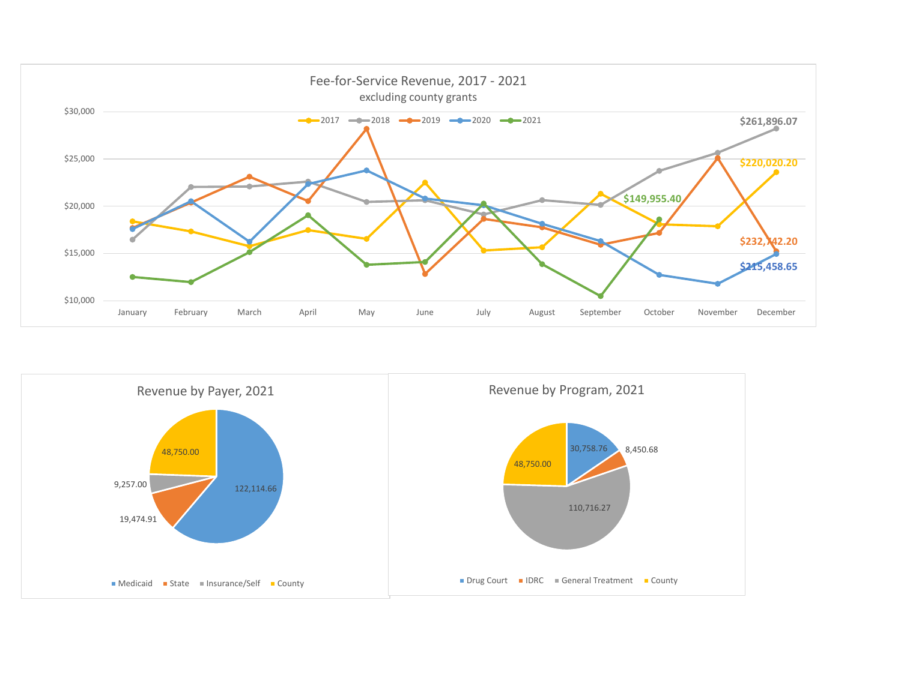## Fee-for-Service Revenue, 2017 - 2021

excluding county grants

Legend: 2017, 2018, 2019, 2020, 2021

Annual totals:

- 2018: $261,896.07
- 2017: $220,020.20
- 2021: $149,955.40
- 2019: $232,742.20
- 2020: $215,458.65

Y-axis: $10,000 – $30,000

X-axis: January, February, March, April, May, June, July, August, September, October, November, December

## Revenue by Payer, 2021

| Payer | Revenue |
| --- | --- |
| Medicaid | 122,114.66 |
| State | 19,474.91 |
| Insurance/Self | 9,257.00 |
| County | 48,750.00 |

## Revenue by Program, 2021

| Program | Revenue |
| --- | --- |
| Drug Court | 30,758.76 |
| IDRC | 8,450.68 |
| General Treatment | 110,716.27 |
| County | 48,750.00 |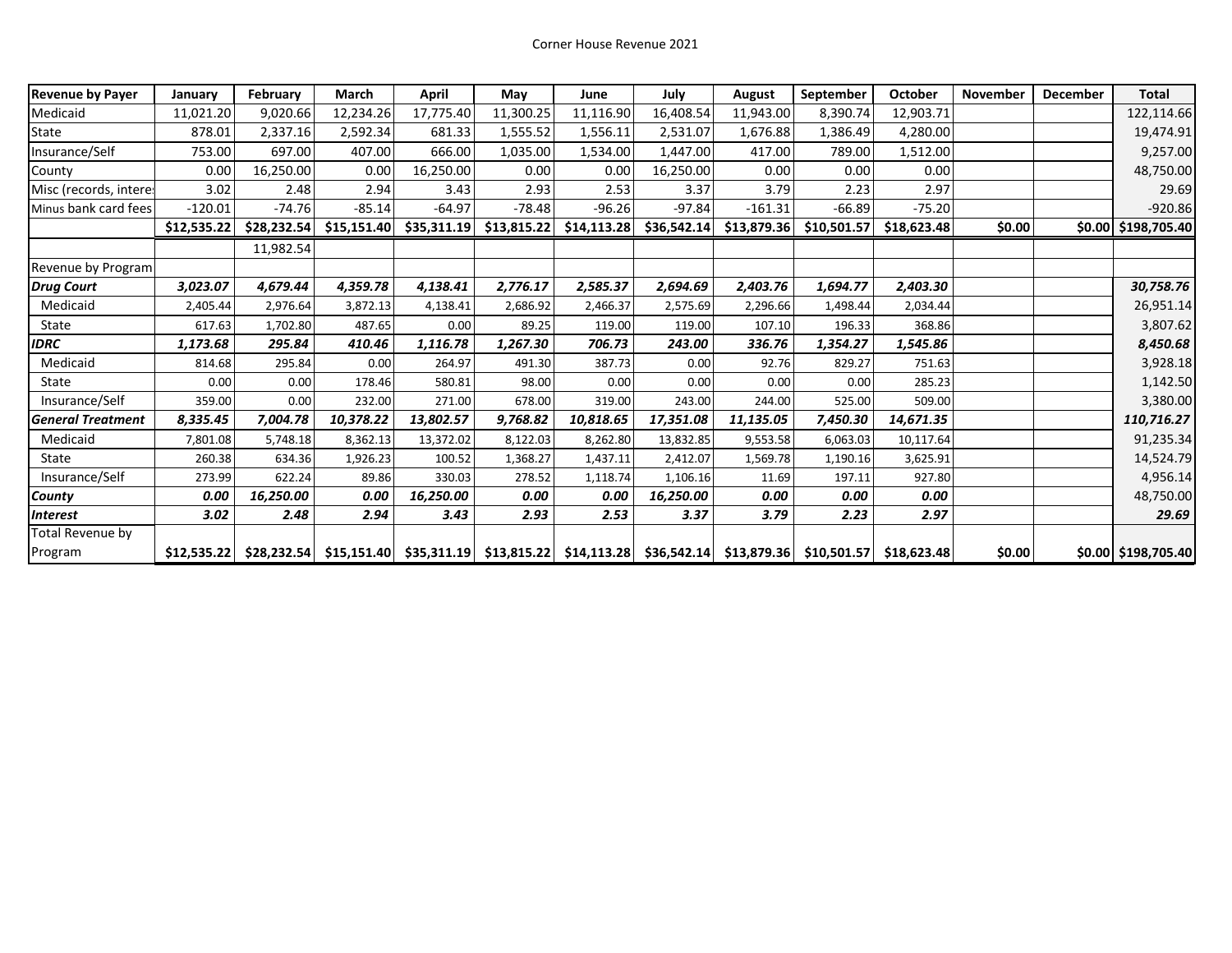Corner House Revenue 2021

| Revenue by Payer | January | February | March | April | May | June | July | August | September | October | November | December | Total |
|---|---|---|---|---|---|---|---|---|---|---|---|---|---|
| Medicaid | 11,021.20 | 9,020.66 | 12,234.26 | 17,775.40 | 11,300.25 | 11,116.90 | 16,408.54 | 11,943.00 | 8,390.74 | 12,903.71 | | | 122,114.66 |
| State | 878.01 | 2,337.16 | 2,592.34 | 681.33 | 1,555.52 | 1,556.11 | 2,531.07 | 1,676.88 | 1,386.49 | 4,280.00 | | | 19,474.91 |
| Insurance/Self | 753.00 | 697.00 | 407.00 | 666.00 | 1,035.00 | 1,534.00 | 1,447.00 | 417.00 | 789.00 | 1,512.00 | | | 9,257.00 |
| County | 0.00 | 16,250.00 | 0.00 | 16,250.00 | 0.00 | 0.00 | 16,250.00 | 0.00 | 0.00 | 0.00 | | | 48,750.00 |
| Misc (records, interes | 3.02 | 2.48 | 2.94 | 3.43 | 2.93 | 2.53 | 3.37 | 3.79 | 2.23 | 2.97 | | | 29.69 |
| Minus bank card fees | -120.01 | -74.76 | -85.14 | -64.97 | -78.48 | -96.26 | -97.84 | -161.31 | -66.89 | -75.20 | | | -920.86 |
| | **$12,535.22** | **$28,232.54** | **$15,151.40** | **$35,311.19** | **$13,815.22** | **$14,113.28** | **$36,542.14** | **$13,879.36** | **$10,501.57** | **$18,623.48** | **$0.00** | **$0.00** | **$198,705.40** |
| | | 11,982.54 | | | | | | | | | | | |
| Revenue by Program | | | | | | | | | | | | | |
| ***Drug Court*** | ***3,023.07*** | ***4,679.44*** | ***4,359.78*** | ***4,138.41*** | ***2,776.17*** | ***2,585.37*** | ***2,694.69*** | ***2,403.76*** | ***1,694.77*** | ***2,403.30*** | | | ***30,758.76*** |
| Medicaid | 2,405.44 | 2,976.64 | 3,872.13 | 4,138.41 | 2,686.92 | 2,466.37 | 2,575.69 | 2,296.66 | 1,498.44 | 2,034.44 | | | 26,951.14 |
| State | 617.63 | 1,702.80 | 487.65 | 0.00 | 89.25 | 119.00 | 119.00 | 107.10 | 196.33 | 368.86 | | | 3,807.62 |
| ***IDRC*** | ***1,173.68*** | ***295.84*** | ***410.46*** | ***1,116.78*** | ***1,267.30*** | ***706.73*** | ***243.00*** | ***336.76*** | ***1,354.27*** | ***1,545.86*** | | | ***8,450.68*** |
| Medicaid | 814.68 | 295.84 | 0.00 | 264.97 | 491.30 | 387.73 | 0.00 | 92.76 | 829.27 | 751.63 | | | 3,928.18 |
| State | 0.00 | 0.00 | 178.46 | 580.81 | 98.00 | 0.00 | 0.00 | 0.00 | 0.00 | 285.23 | | | 1,142.50 |
| Insurance/Self | 359.00 | 0.00 | 232.00 | 271.00 | 678.00 | 319.00 | 243.00 | 244.00 | 525.00 | 509.00 | | | 3,380.00 |
| ***General Treatment*** | ***8,335.45*** | ***7,004.78*** | ***10,378.22*** | ***13,802.57*** | ***9,768.82*** | ***10,818.65*** | ***17,351.08*** | ***11,135.05*** | ***7,450.30*** | ***14,671.35*** | | | ***110,716.27*** |
| Medicaid | 7,801.08 | 5,748.18 | 8,362.13 | 13,372.02 | 8,122.03 | 8,262.80 | 13,832.85 | 9,553.58 | 6,063.03 | 10,117.64 | | | 91,235.34 |
| State | 260.38 | 634.36 | 1,926.23 | 100.52 | 1,368.27 | 1,437.11 | 2,412.07 | 1,569.78 | 1,190.16 | 3,625.91 | | | 14,524.79 |
| Insurance/Self | 273.99 | 622.24 | 89.86 | 330.03 | 278.52 | 1,118.74 | 1,106.16 | 11.69 | 197.11 | 927.80 | | | 4,956.14 |
| ***County*** | ***0.00*** | ***16,250.00*** | ***0.00*** | ***16,250.00*** | ***0.00*** | ***0.00*** | ***16,250.00*** | ***0.00*** | ***0.00*** | ***0.00*** | | | 48,750.00 |
| ***Interest*** | ***3.02*** | ***2.48*** | ***2.94*** | ***3.43*** | ***2.93*** | ***2.53*** | ***3.37*** | ***3.79*** | ***2.23*** | ***2.97*** | | | ***29.69*** |
| Total Revenue by Program | **$12,535.22** | **$28,232.54** | **$15,151.40** | **$35,311.19** | **$13,815.22** | **$14,113.28** | **$36,542.14** | **$13,879.36** | **$10,501.57** | **$18,623.48** | **$0.00** | **$0.00** | **$198,705.40** |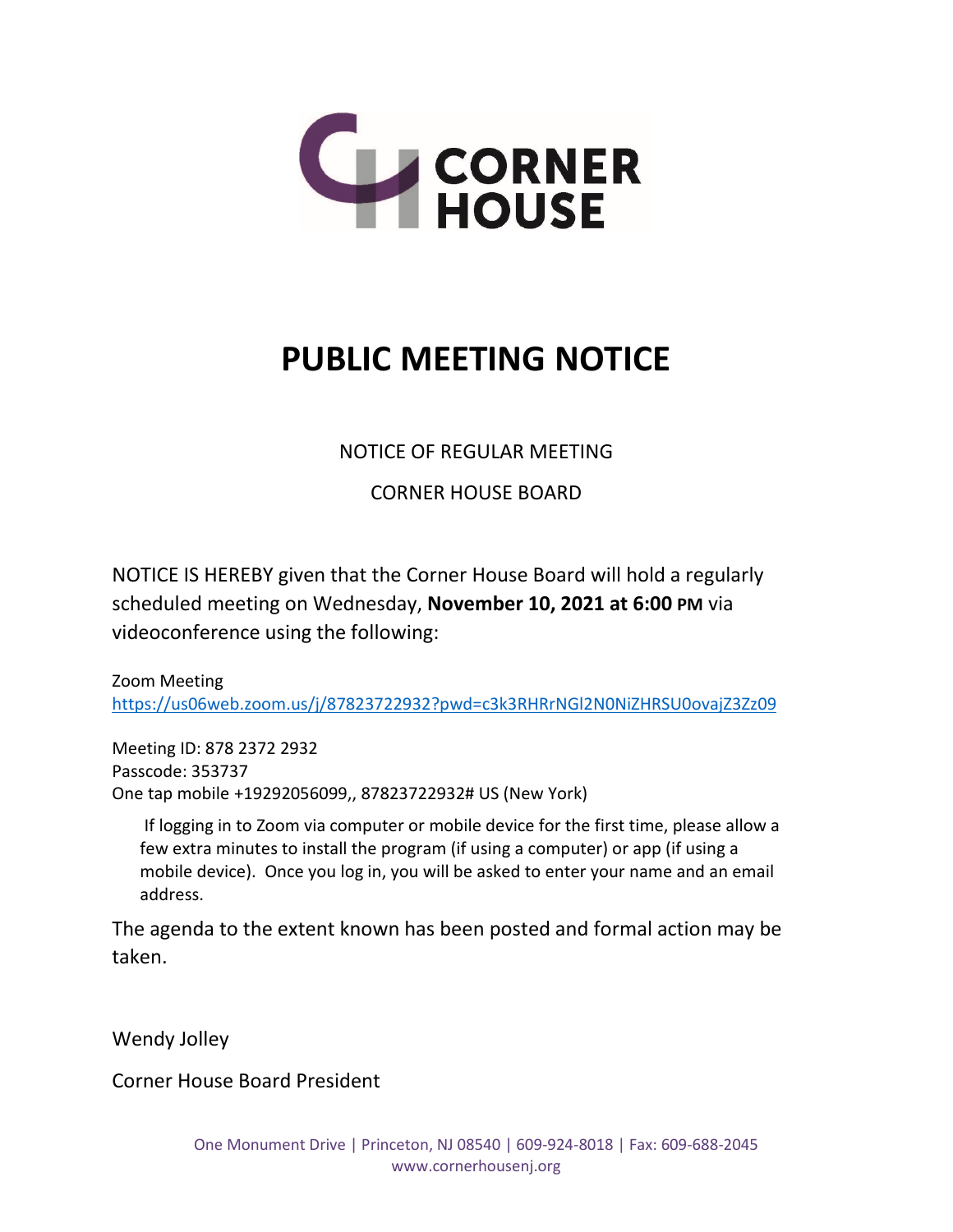# PUBLIC MEETING NOTICE

NOTICE OF REGULAR MEETING

CORNER HOUSE BOARD

NOTICE IS HEREBY given that the Corner House Board will hold a regularly scheduled meeting on Wednesday, **November 10, 2021 at 6:00 PM** via videoconference using the following:

Zoom Meeting
https://us06web.zoom.us/j/87823722932?pwd=c3k3RHRrNGl2N0NiZHRSU0ovajZ3Zz09

Meeting ID: 878 2372 2932
Passcode: 353737
One tap mobile +19292056099,, 87823722932# US (New York)

If logging in to Zoom via computer or mobile device for the first time, please allow a few extra minutes to install the program (if using a computer) or app (if using a mobile device). Once you log in, you will be asked to enter your name and an email address.

The agenda to the extent known has been posted and formal action may be taken.

Wendy Jolley

Corner House Board President

One Monument Drive | Princeton, NJ 08540 | 609-924-8018 | Fax: 609-688-2045
www.cornerhousenj.org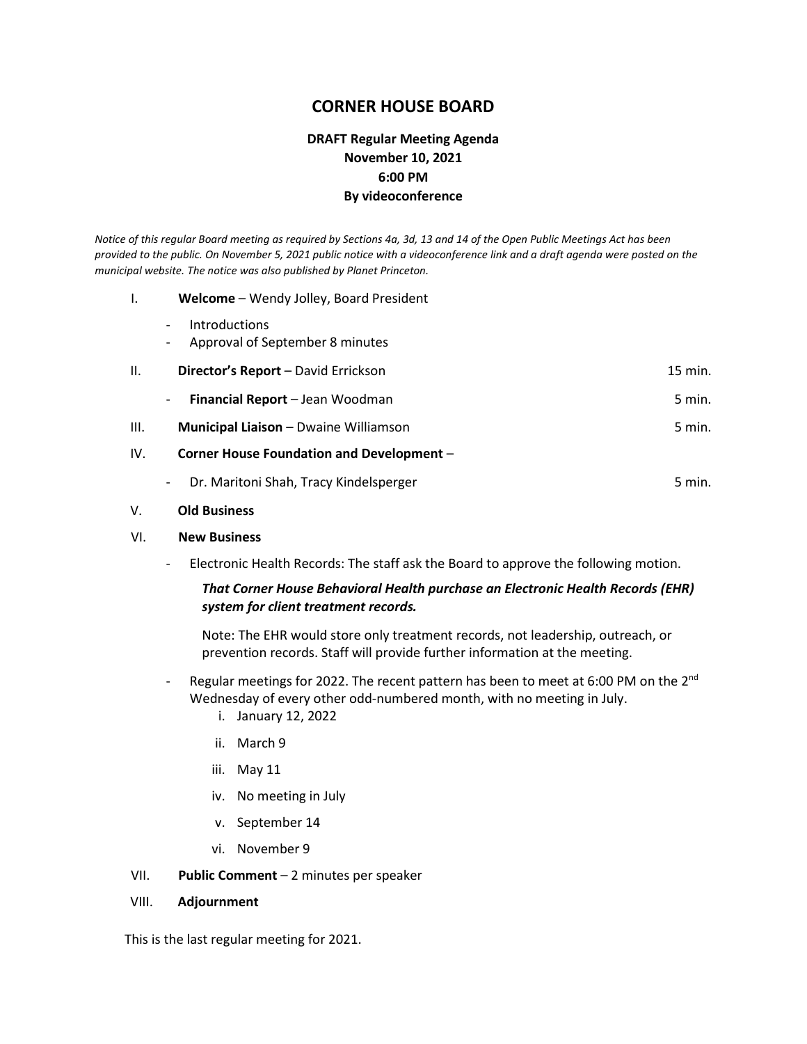# CORNER HOUSE BOARD

### DRAFT Regular Meeting Agenda
### November 10, 2021
### 6:00 PM
### By videoconference

*Notice of this regular Board meeting as required by Sections 4a, 3d, 13 and 14 of the Open Public Meetings Act has been provided to the public. On November 5, 2021 public notice with a videoconference link and a draft agenda were posted on the municipal website. The notice was also published by Planet Princeton.*

I. **Welcome** – Wendy Jolley, Board President

- Introductions
- Approval of September 8 minutes

II. **Director's Report** – David Errickson — 15 min.

- **Financial Report** – Jean Woodman — 5 min.

III. **Municipal Liaison** – Dwaine Williamson — 5 min.

IV. **Corner House Foundation and Development** –

- Dr. Maritoni Shah, Tracy Kindelsperger — 5 min.

V. **Old Business**

VI. **New Business**

- Electronic Health Records: The staff ask the Board to approve the following motion.

  ***That Corner House Behavioral Health purchase an Electronic Health Records (EHR) system for client treatment records.***

  Note: The EHR would store only treatment records, not leadership, outreach, or prevention records. Staff will provide further information at the meeting.

- Regular meetings for 2022. The recent pattern has been to meet at 6:00 PM on the 2nd Wednesday of every other odd-numbered month, with no meeting in July.
  i. January 12, 2022
  ii. March 9
  iii. May 11
  iv. No meeting in July
  v. September 14
  vi. November 9

VII. **Public Comment** – 2 minutes per speaker

VIII. **Adjournment**

This is the last regular meeting for 2021.